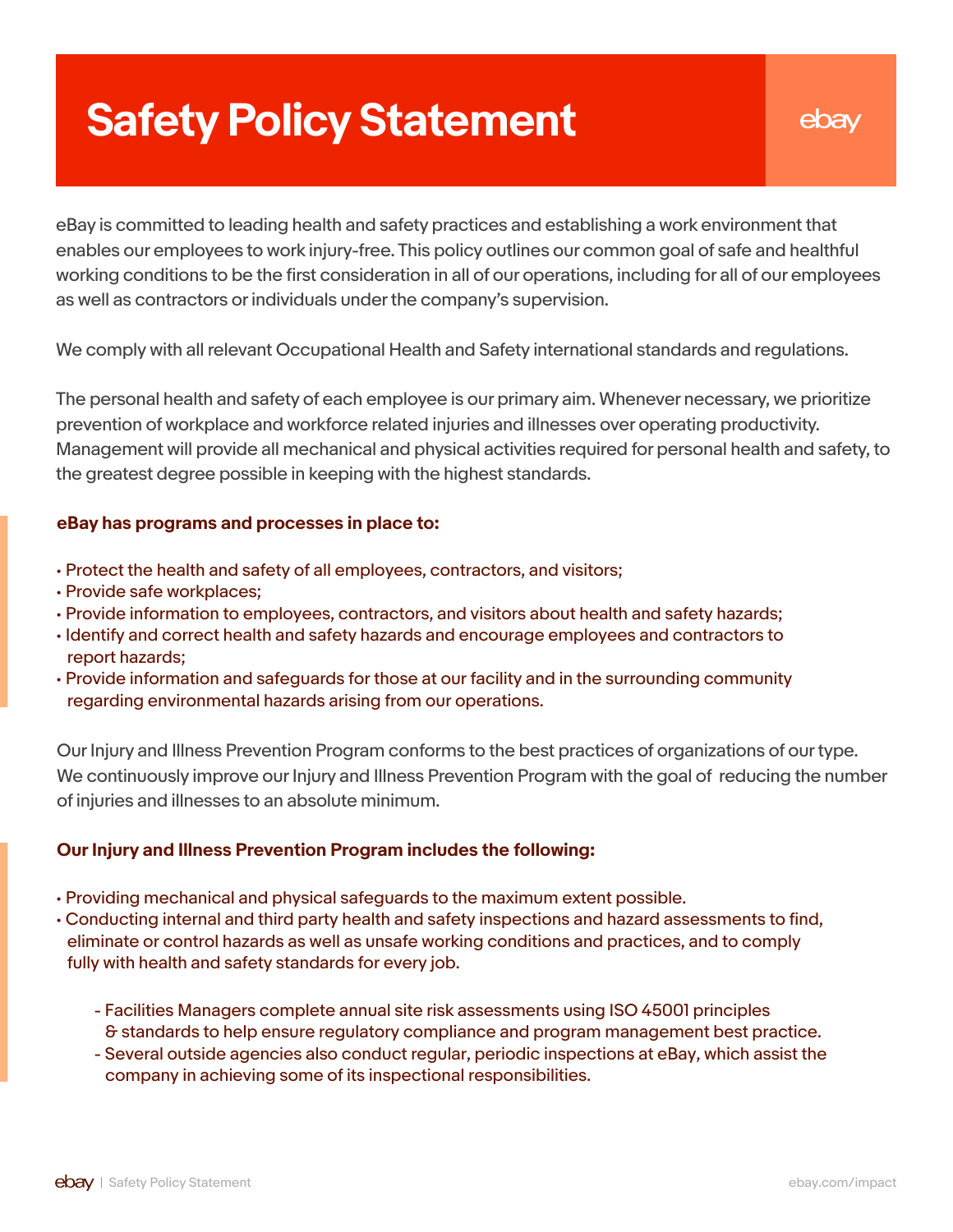# Safety Policy Statement

eBay is committed to leading health and safety practices and establishing a work environment that enables our employees to work injury-free. This policy outlines our common goal of safe and healthful working conditions to be the first consideration in all of our operations, including for all of our employees as well as contractors or individuals under the company's supervision.

We comply with all relevant Occupational Health and Safety international standards and regulations.

The personal health and safety of each employee is our primary aim. Whenever necessary, we prioritize prevention of workplace and workforce related injuries and illnesses over operating productivity. Management will provide all mechanical and physical activities required for personal health and safety, to the greatest degree possible in keeping with the highest standards.

**eBay has programs and processes in place to:**

- Protect the health and safety of all employees, contractors, and visitors;
- Provide safe workplaces;
- Provide information to employees, contractors, and visitors about health and safety hazards;
- Identify and correct health and safety hazards and encourage employees and contractors to report hazards;
- Provide information and safeguards for those at our facility and in the surrounding community regarding environmental hazards arising from our operations.

Our Injury and Illness Prevention Program conforms to the best practices of organizations of our type. We continuously improve our Injury and Illness Prevention Program with the goal of reducing the number of injuries and illnesses to an absolute minimum.

**Our Injury and Illness Prevention Program includes the following:**

- Providing mechanical and physical safeguards to the maximum extent possible.
- Conducting internal and third party health and safety inspections and hazard assessments to find, eliminate or control hazards as well as unsafe working conditions and practices, and to comply fully with health and safety standards for every job.
  - Facilities Managers complete annual site risk assessments using ISO 45001 principles & standards to help ensure regulatory compliance and program management best practice.
  - Several outside agencies also conduct regular, periodic inspections at eBay, which assist the company in achieving some of its inspectional responsibilities.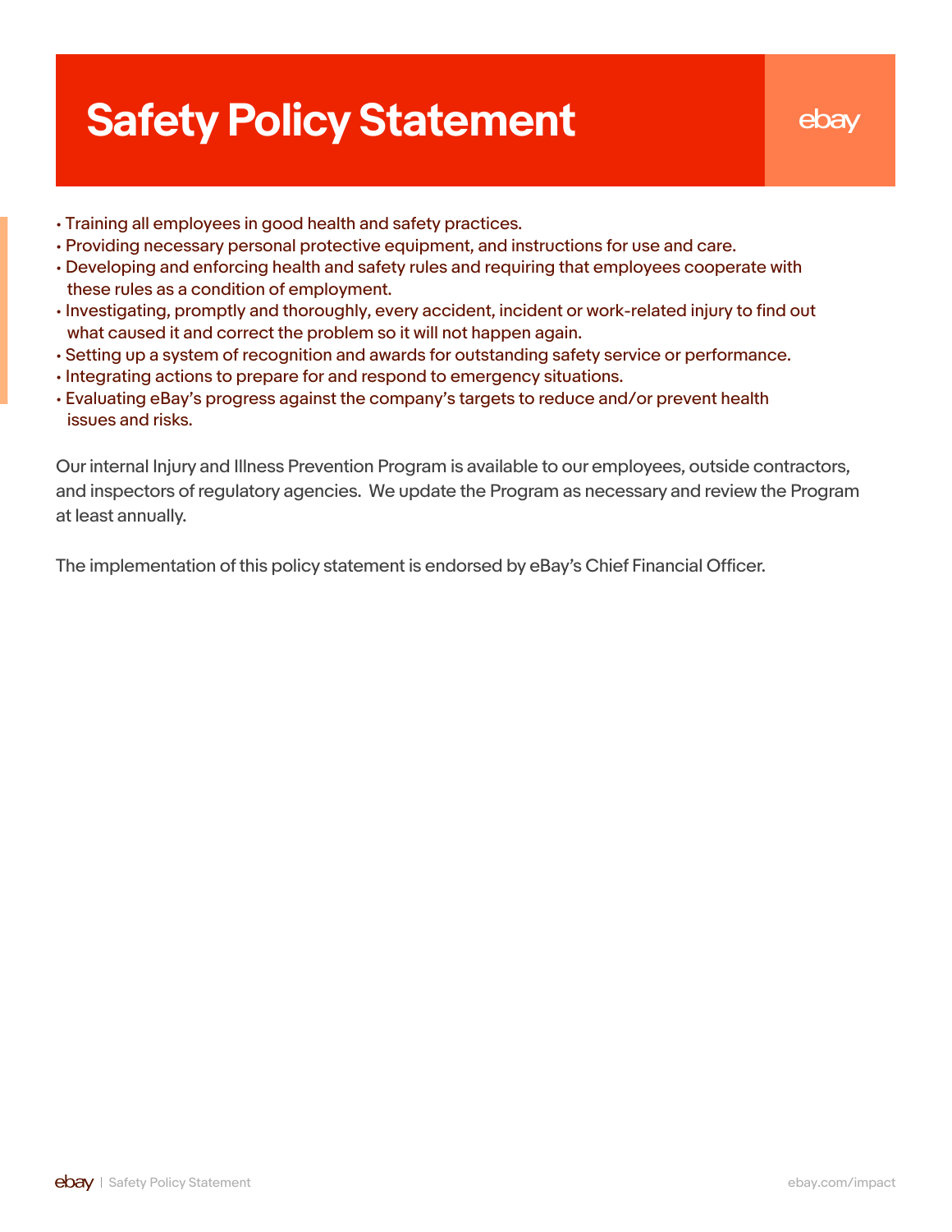# Safety Policy Statement

- Training all employees in good health and safety practices.
- Providing necessary personal protective equipment, and instructions for use and care.
- Developing and enforcing health and safety rules and requiring that employees cooperate with these rules as a condition of employment.
- Investigating, promptly and thoroughly, every accident, incident or work-related injury to find out what caused it and correct the problem so it will not happen again.
- Setting up a system of recognition and awards for outstanding safety service or performance.
- Integrating actions to prepare for and respond to emergency situations.
- Evaluating eBay's progress against the company's targets to reduce and/or prevent health issues and risks.

Our internal Injury and Illness Prevention Program is available to our employees, outside contractors, and inspectors of regulatory agencies. We update the Program as necessary and review the Program at least annually.

The implementation of this policy statement is endorsed by eBay's Chief Financial Officer.